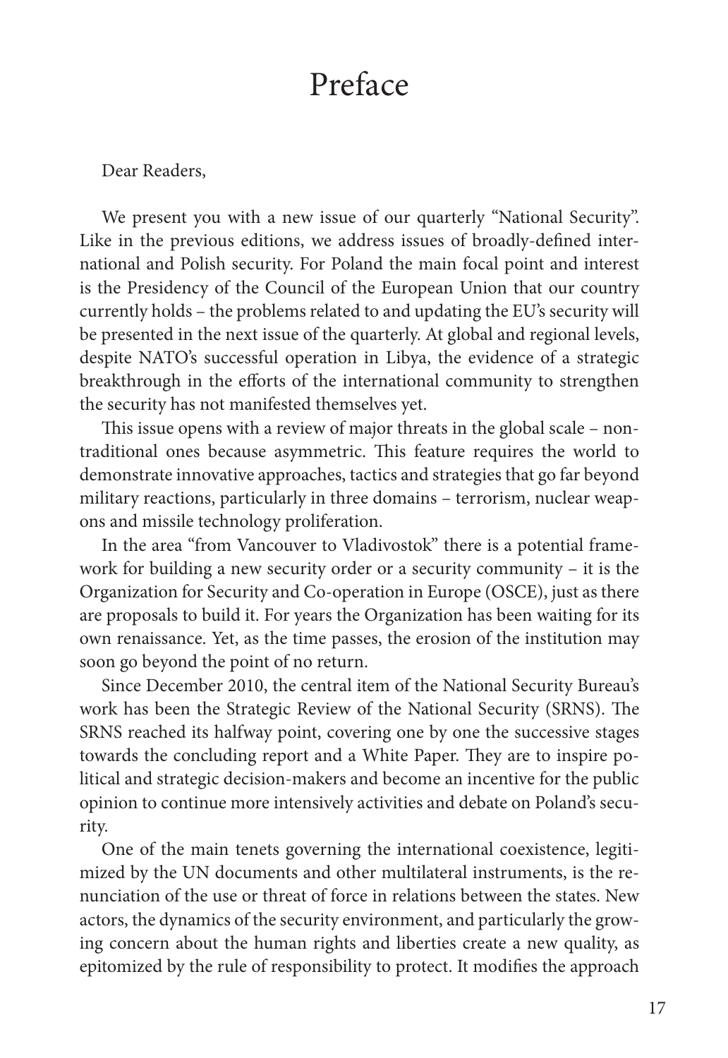# Preface

Dear Readers,

We present you with a new issue of our quarterly "National Security". Like in the previous editions, we address issues of broadly-defined international and Polish security. For Poland the main focal point and interest is the Presidency of the Council of the European Union that our country currently holds – the problems related to and updating the EU's security will be presented in the next issue of the quarterly. At global and regional levels, despite NATO's successful operation in Libya, the evidence of a strategic breakthrough in the efforts of the international community to strengthen the security has not manifested themselves yet.

This issue opens with a review of major threats in the global scale – non-traditional ones because asymmetric. This feature requires the world to demonstrate innovative approaches, tactics and strategies that go far beyond military reactions, particularly in three domains – terrorism, nuclear weapons and missile technology proliferation.

In the area "from Vancouver to Vladivostok" there is a potential framework for building a new security order or a security community – it is the Organization for Security and Co-operation in Europe (OSCE), just as there are proposals to build it. For years the Organization has been waiting for its own renaissance. Yet, as the time passes, the erosion of the institution may soon go beyond the point of no return.

Since December 2010, the central item of the National Security Bureau's work has been the Strategic Review of the National Security (SRNS). The SRNS reached its halfway point, covering one by one the successive stages towards the concluding report and a White Paper. They are to inspire political and strategic decision-makers and become an incentive for the public opinion to continue more intensively activities and debate on Poland's security.

One of the main tenets governing the international coexistence, legitimized by the UN documents and other multilateral instruments, is the renunciation of the use or threat of force in relations between the states. New actors, the dynamics of the security environment, and particularly the growing concern about the human rights and liberties create a new quality, as epitomized by the rule of responsibility to protect. It modifies the approach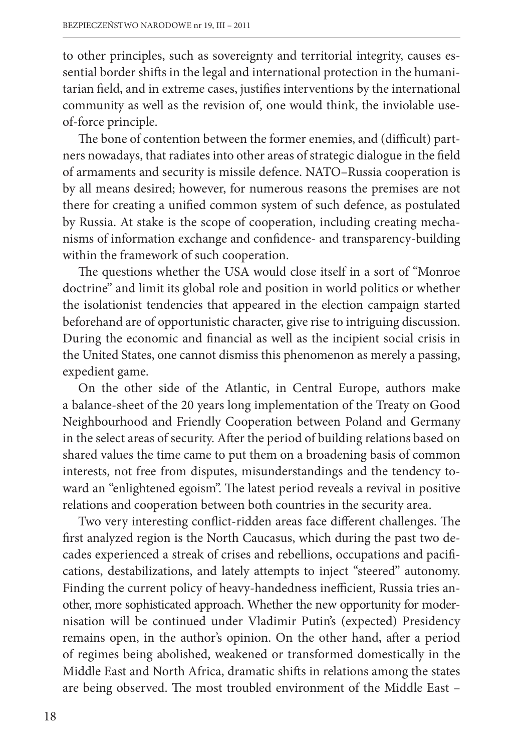to other principles, such as sovereignty and territorial integrity, causes essential border shifts in the legal and international protection in the humanitarian field, and in extreme cases, justifies interventions by the international community as well as the revision of, one would think, the inviolable use-of-force principle.

The bone of contention between the former enemies, and (difficult) partners nowadays, that radiates into other areas of strategic dialogue in the field of armaments and security is missile defence. NATO–Russia cooperation is by all means desired; however, for numerous reasons the premises are not there for creating a unified common system of such defence, as postulated by Russia. At stake is the scope of cooperation, including creating mechanisms of information exchange and confidence- and transparency-building within the framework of such cooperation.

The questions whether the USA would close itself in a sort of "Monroe doctrine" and limit its global role and position in world politics or whether the isolationist tendencies that appeared in the election campaign started beforehand are of opportunistic character, give rise to intriguing discussion. During the economic and financial as well as the incipient social crisis in the United States, one cannot dismiss this phenomenon as merely a passing, expedient game.

On the other side of the Atlantic, in Central Europe, authors make a balance-sheet of the 20 years long implementation of the Treaty on Good Neighbourhood and Friendly Cooperation between Poland and Germany in the select areas of security. After the period of building relations based on shared values the time came to put them on a broadening basis of common interests, not free from disputes, misunderstandings and the tendency toward an "enlightened egoism". The latest period reveals a revival in positive relations and cooperation between both countries in the security area.

Two very interesting conflict-ridden areas face different challenges. The first analyzed region is the North Caucasus, which during the past two decades experienced a streak of crises and rebellions, occupations and pacifications, destabilizations, and lately attempts to inject "steered" autonomy. Finding the current policy of heavy-handedness inefficient, Russia tries another, more sophisticated approach. Whether the new opportunity for modernisation will be continued under Vladimir Putin's (expected) Presidency remains open, in the author's opinion. On the other hand, after a period of regimes being abolished, weakened or transformed domestically in the Middle East and North Africa, dramatic shifts in relations among the states are being observed. The most troubled environment of the Middle East –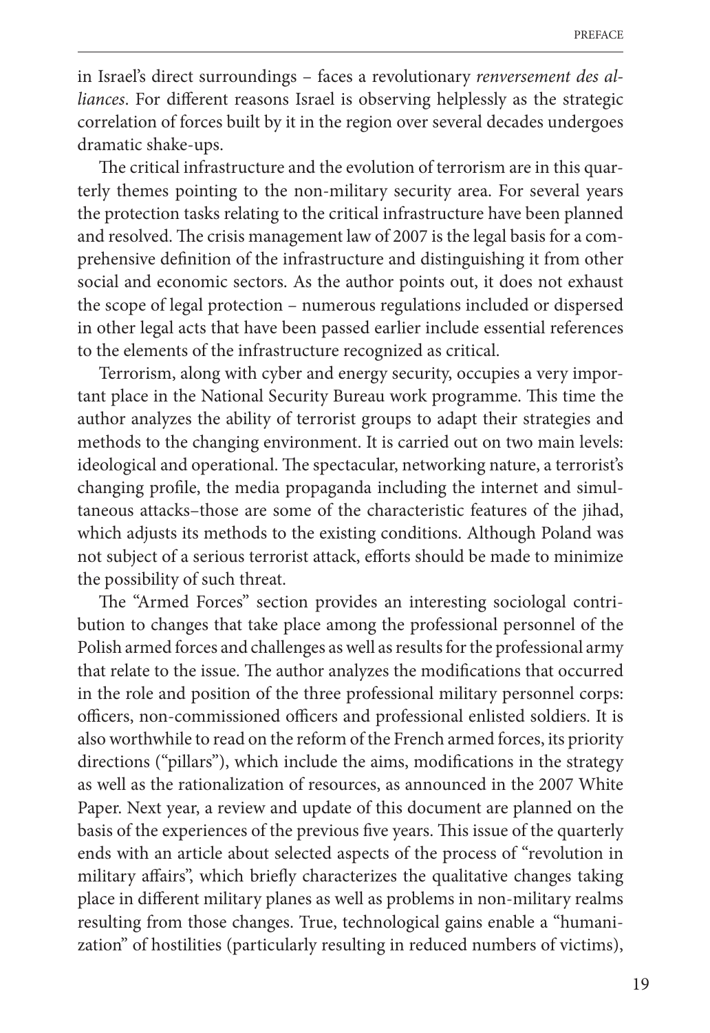in Israel's direct surroundings – faces a revolutionary *renversement des alliances*. For different reasons Israel is observing helplessly as the strategic correlation of forces built by it in the region over several decades undergoes dramatic shake-ups.

The critical infrastructure and the evolution of terrorism are in this quarterly themes pointing to the non-military security area. For several years the protection tasks relating to the critical infrastructure have been planned and resolved. The crisis management law of 2007 is the legal basis for a comprehensive definition of the infrastructure and distinguishing it from other social and economic sectors. As the author points out, it does not exhaust the scope of legal protection – numerous regulations included or dispersed in other legal acts that have been passed earlier include essential references to the elements of the infrastructure recognized as critical.

Terrorism, along with cyber and energy security, occupies a very important place in the National Security Bureau work programme. This time the author analyzes the ability of terrorist groups to adapt their strategies and methods to the changing environment. It is carried out on two main levels: ideological and operational. The spectacular, networking nature, a terrorist's changing profile, the media propaganda including the internet and simultaneous attacks–those are some of the characteristic features of the jihad, which adjusts its methods to the existing conditions. Although Poland was not subject of a serious terrorist attack, efforts should be made to minimize the possibility of such threat.

The "Armed Forces" section provides an interesting sociologal contribution to changes that take place among the professional personnel of the Polish armed forces and challenges as well as results for the professional army that relate to the issue. The author analyzes the modifications that occurred in the role and position of the three professional military personnel corps: officers, non-commissioned officers and professional enlisted soldiers. It is also worthwhile to read on the reform of the French armed forces, its priority directions ("pillars"), which include the aims, modifications in the strategy as well as the rationalization of resources, as announced in the 2007 White Paper. Next year, a review and update of this document are planned on the basis of the experiences of the previous five years. This issue of the quarterly ends with an article about selected aspects of the process of "revolution in military affairs", which briefly characterizes the qualitative changes taking place in different military planes as well as problems in non-military realms resulting from those changes. True, technological gains enable a "humanization" of hostilities (particularly resulting in reduced numbers of victims),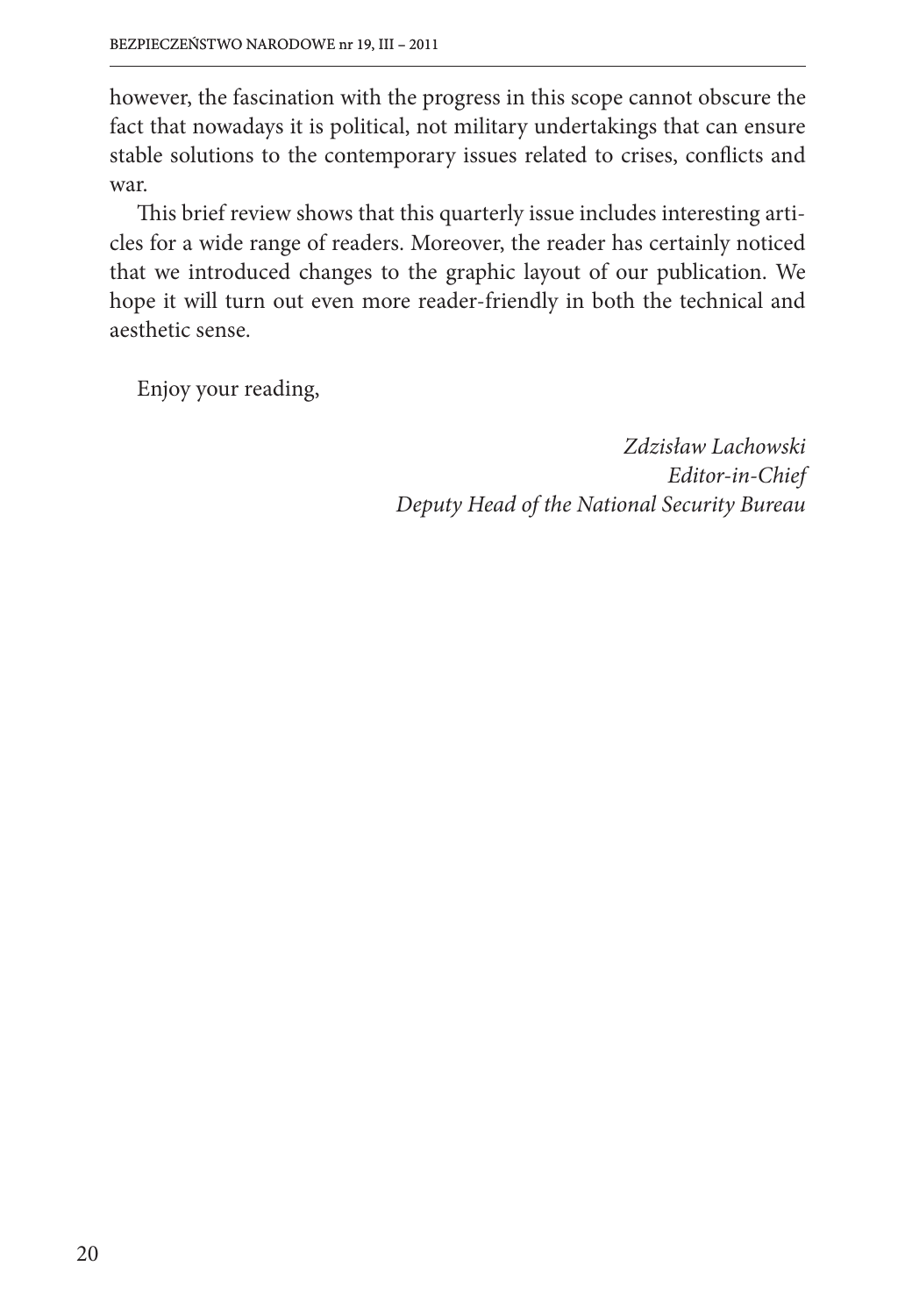however, the fascination with the progress in this scope cannot obscure the fact that nowadays it is political, not military undertakings that can ensure stable solutions to the contemporary issues related to crises, conflicts and war.

This brief review shows that this quarterly issue includes interesting articles for a wide range of readers. Moreover, the reader has certainly noticed that we introduced changes to the graphic layout of our publication. We hope it will turn out even more reader-friendly in both the technical and aesthetic sense.

Enjoy your reading,

*Zdzisław Lachowski*
*Editor-in-Chief*
*Deputy Head of the National Security Bureau*